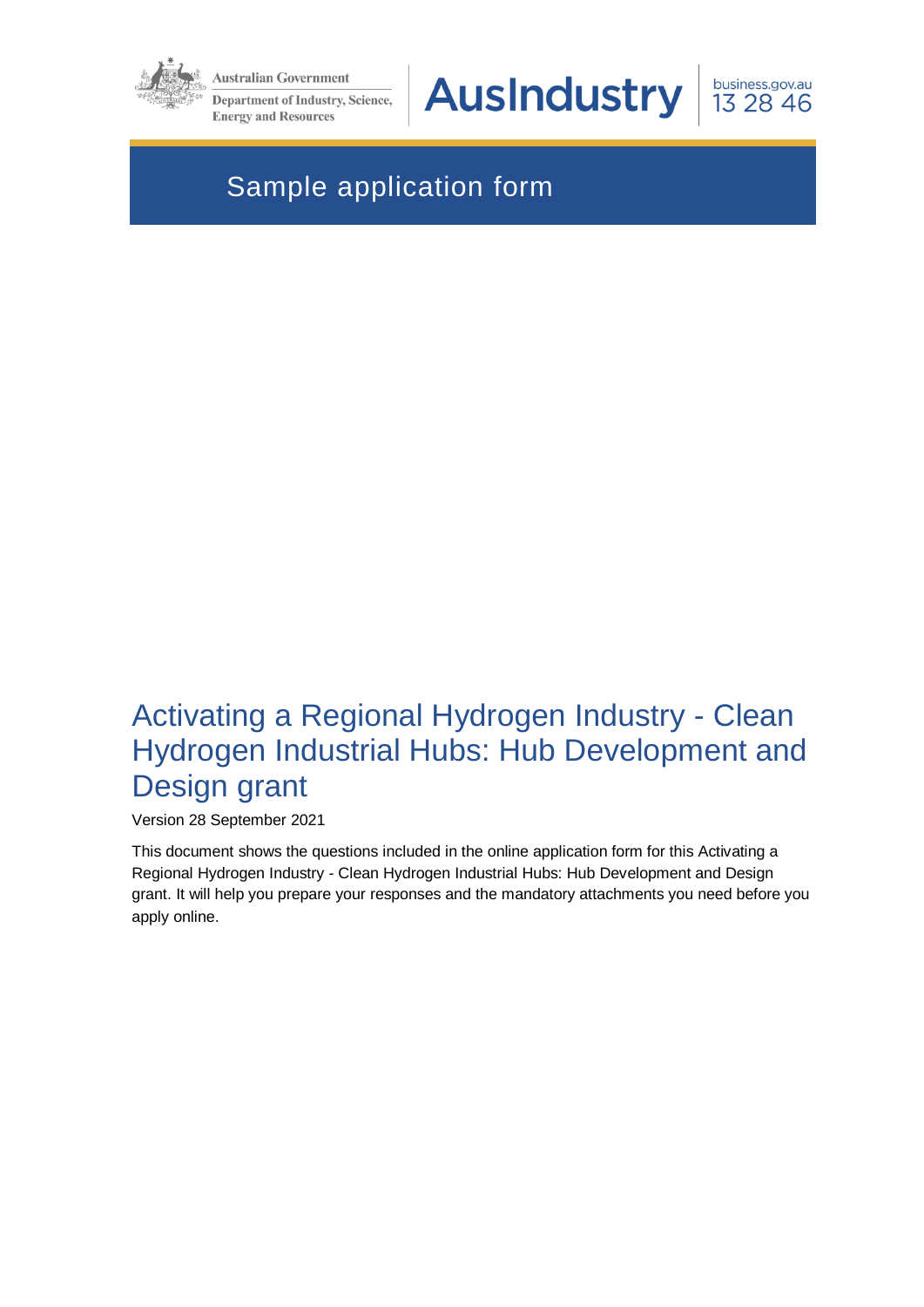Australian Government

Department of Industry, Science, Energy and Resources

AusIndustry

business.gov.au 13 28 46

Sample application form

# Activating a Regional Hydrogen Industry - Clean Hydrogen Industrial Hubs: Hub Development and Design grant

Version 28 September 2021

This document shows the questions included in the online application form for this Activating a Regional Hydrogen Industry - Clean Hydrogen Industrial Hubs: Hub Development and Design grant. It will help you prepare your responses and the mandatory attachments you need before you apply online.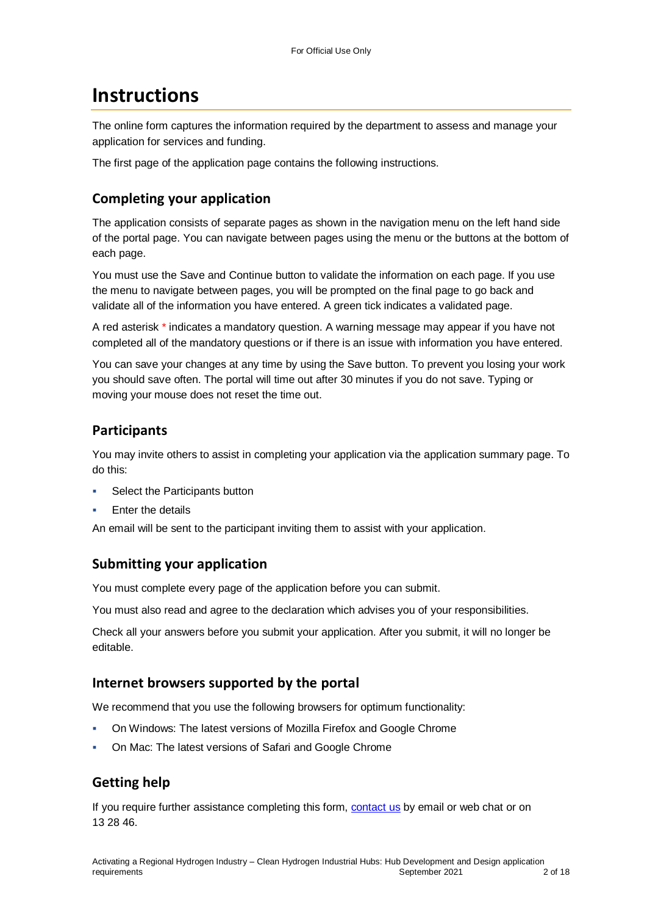# Instructions

The online form captures the information required by the department to assess and manage your application for services and funding.

The first page of the application page contains the following instructions.

## Completing your application

The application consists of separate pages as shown in the navigation menu on the left hand side of the portal page. You can navigate between pages using the menu or the buttons at the bottom of each page.

You must use the Save and Continue button to validate the information on each page. If you use the menu to navigate between pages, you will be prompted on the final page to go back and validate all of the information you have entered. A green tick indicates a validated page.

A red asterisk * indicates a mandatory question. A warning message may appear if you have not completed all of the mandatory questions or if there is an issue with information you have entered.

You can save your changes at any time by using the Save button. To prevent you losing your work you should save often. The portal will time out after 30 minutes if you do not save. Typing or moving your mouse does not reset the time out.

## Participants

You may invite others to assist in completing your application via the application summary page. To do this:

- Select the Participants button
- Enter the details

An email will be sent to the participant inviting them to assist with your application.

## Submitting your application

You must complete every page of the application before you can submit.

You must also read and agree to the declaration which advises you of your responsibilities.

Check all your answers before you submit your application. After you submit, it will no longer be editable.

## Internet browsers supported by the portal

We recommend that you use the following browsers for optimum functionality:

- On Windows: The latest versions of Mozilla Firefox and Google Chrome
- On Mac: The latest versions of Safari and Google Chrome

## Getting help

If you require further assistance completing this form, [contact us](contact us) by email or web chat or on 13 28 46.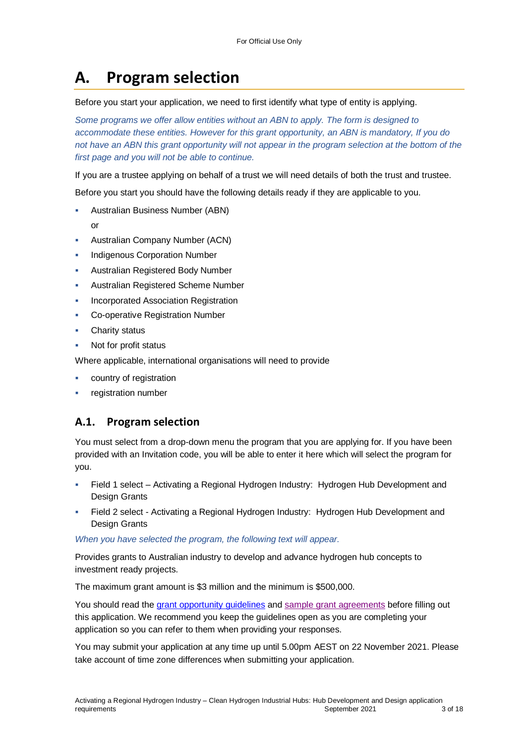# A. Program selection

Before you start your application, we need to first identify what type of entity is applying.

*Some programs we offer allow entities without an ABN to apply. The form is designed to accommodate these entities. However for this grant opportunity, an ABN is mandatory, If you do not have an ABN this grant opportunity will not appear in the program selection at the bottom of the first page and you will not be able to continue.*

If you are a trustee applying on behalf of a trust we will need details of both the trust and trustee.

Before you start you should have the following details ready if they are applicable to you.

- Australian Business Number (ABN)
  
  or
- Australian Company Number (ACN)
- Indigenous Corporation Number
- Australian Registered Body Number
- Australian Registered Scheme Number
- Incorporated Association Registration
- Co-operative Registration Number
- Charity status
- Not for profit status

Where applicable, international organisations will need to provide

- country of registration
- registration number

## A.1. Program selection

You must select from a drop-down menu the program that you are applying for. If you have been provided with an Invitation code, you will be able to enter it here which will select the program for you.

- Field 1 select – Activating a Regional Hydrogen Industry: Hydrogen Hub Development and Design Grants
- Field 2 select - Activating a Regional Hydrogen Industry: Hydrogen Hub Development and Design Grants

*When you have selected the program, the following text will appear.*

Provides grants to Australian industry to develop and advance hydrogen hub concepts to investment ready projects.

The maximum grant amount is $3 million and the minimum is $500,000.

You should read the grant opportunity guidelines and sample grant agreements before filling out this application. We recommend you keep the guidelines open as you are completing your application so you can refer to them when providing your responses.

You may submit your application at any time up until 5.00pm AEST on 22 November 2021. Please take account of time zone differences when submitting your application.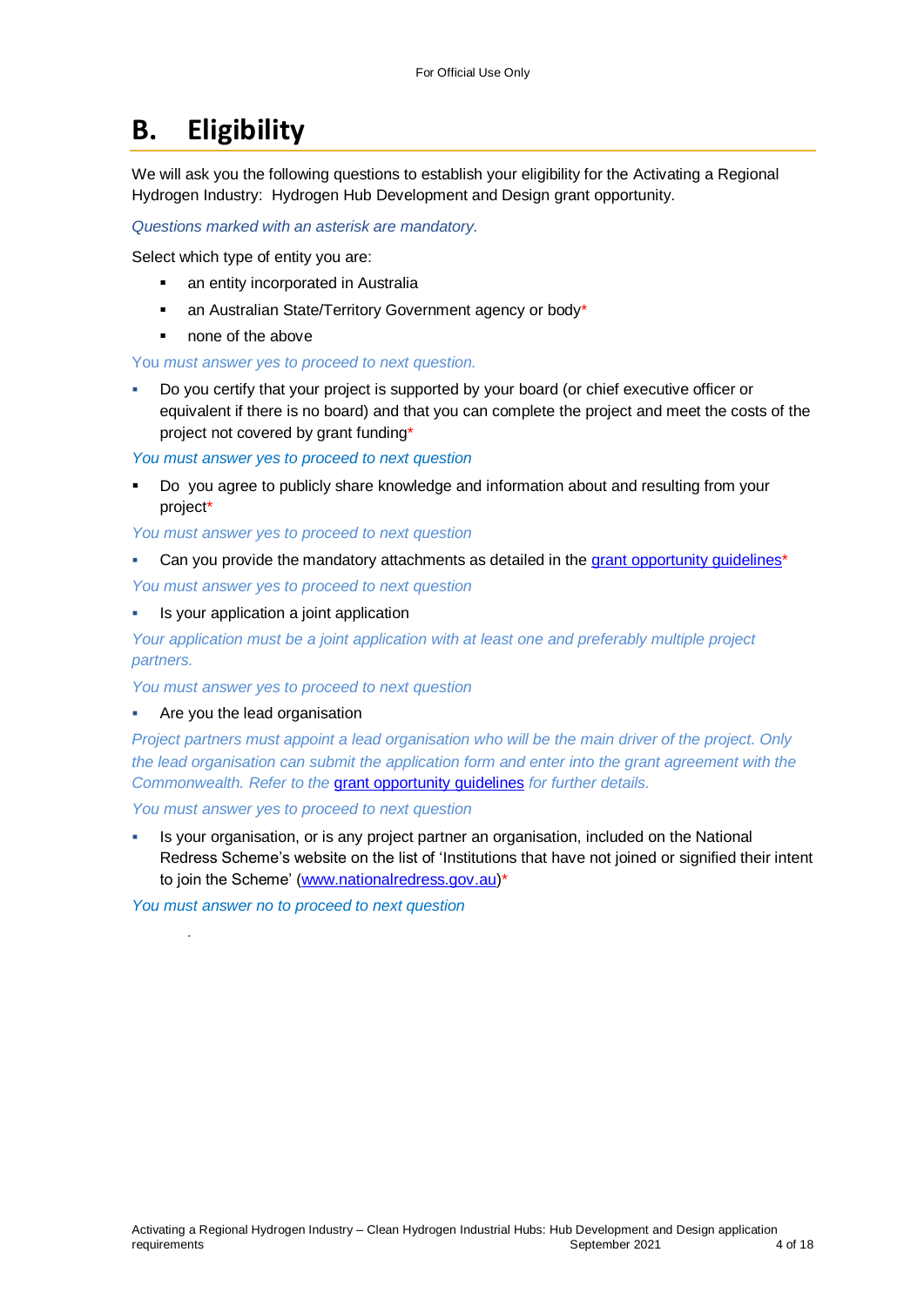# B. Eligibility

We will ask you the following questions to establish your eligibility for the Activating a Regional Hydrogen Industry: Hydrogen Hub Development and Design grant opportunity.

*Questions marked with an asterisk are mandatory.*

Select which type of entity you are:

- an entity incorporated in Australia
- an Australian State/Territory Government agency or body*
- none of the above

You *must answer yes to proceed to next question.*

- Do you certify that your project is supported by your board (or chief executive officer or equivalent if there is no board) and that you can complete the project and meet the costs of the project not covered by grant funding*

*You must answer yes to proceed to next question*

- Do you agree to publicly share knowledge and information about and resulting from your project*

*You must answer yes to proceed to next question*

- Can you provide the mandatory attachments as detailed in the [grant opportunity guidelines]*

*You must answer yes to proceed to next question*

- Is your application a joint application

*Your application must be a joint application with at least one and preferably multiple project partners.*

*You must answer yes to proceed to next question*

- Are you the lead organisation

*Project partners must appoint a lead organisation who will be the main driver of the project. Only the lead organisation can submit the application form and enter into the grant agreement with the Commonwealth. Refer to the* [grant opportunity guidelines] *for further details.*

*You must answer yes to proceed to next question*

- Is your organisation, or is any project partner an organisation, included on the National Redress Scheme's website on the list of 'Institutions that have not joined or signified their intent to join the Scheme' (www.nationalredress.gov.au)*

*You must answer no to proceed to next question*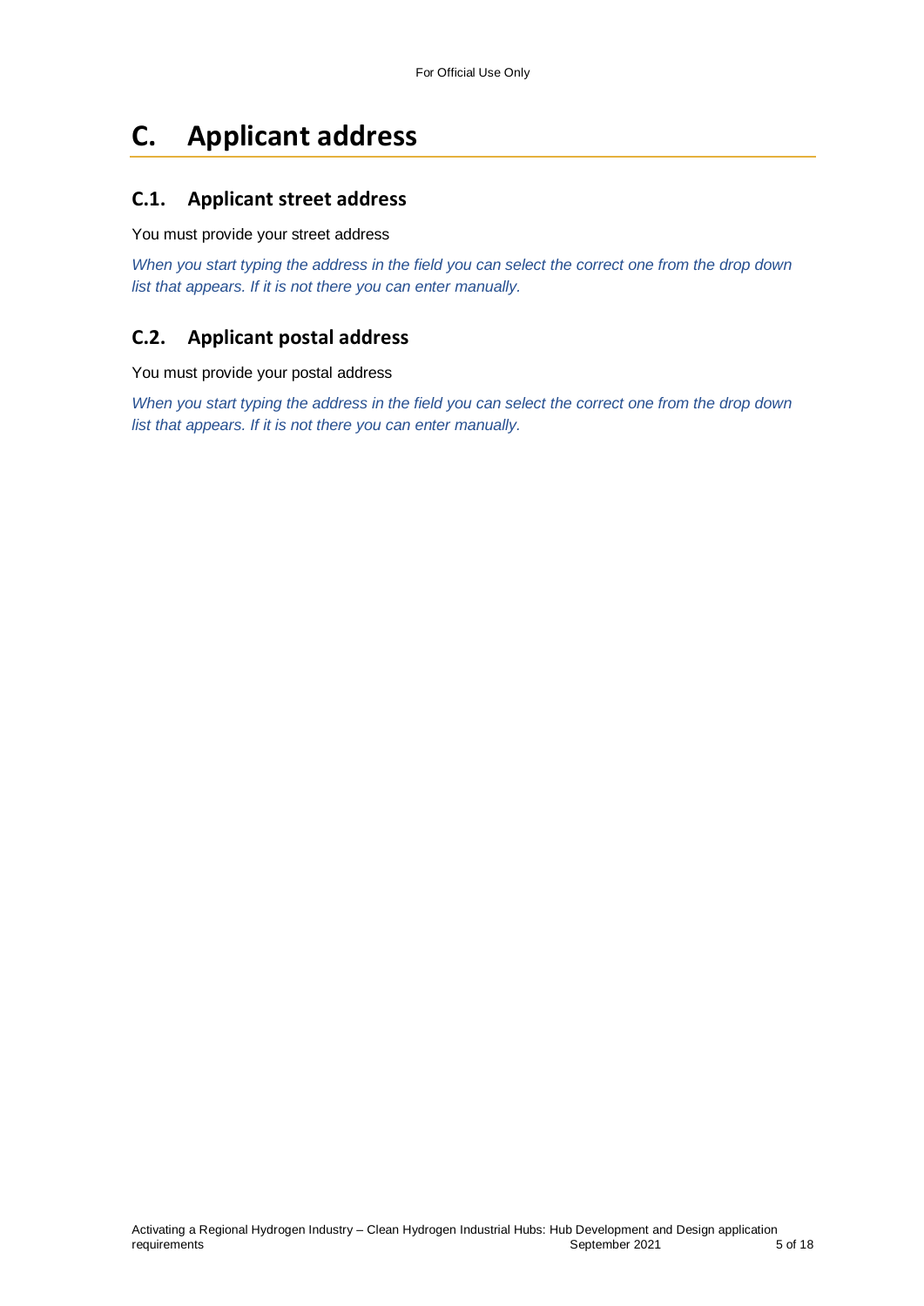# C. Applicant address

## C.1. Applicant street address

You must provide your street address

*When you start typing the address in the field you can select the correct one from the drop down list that appears. If it is not there you can enter manually.*

## C.2. Applicant postal address

You must provide your postal address

*When you start typing the address in the field you can select the correct one from the drop down list that appears. If it is not there you can enter manually.*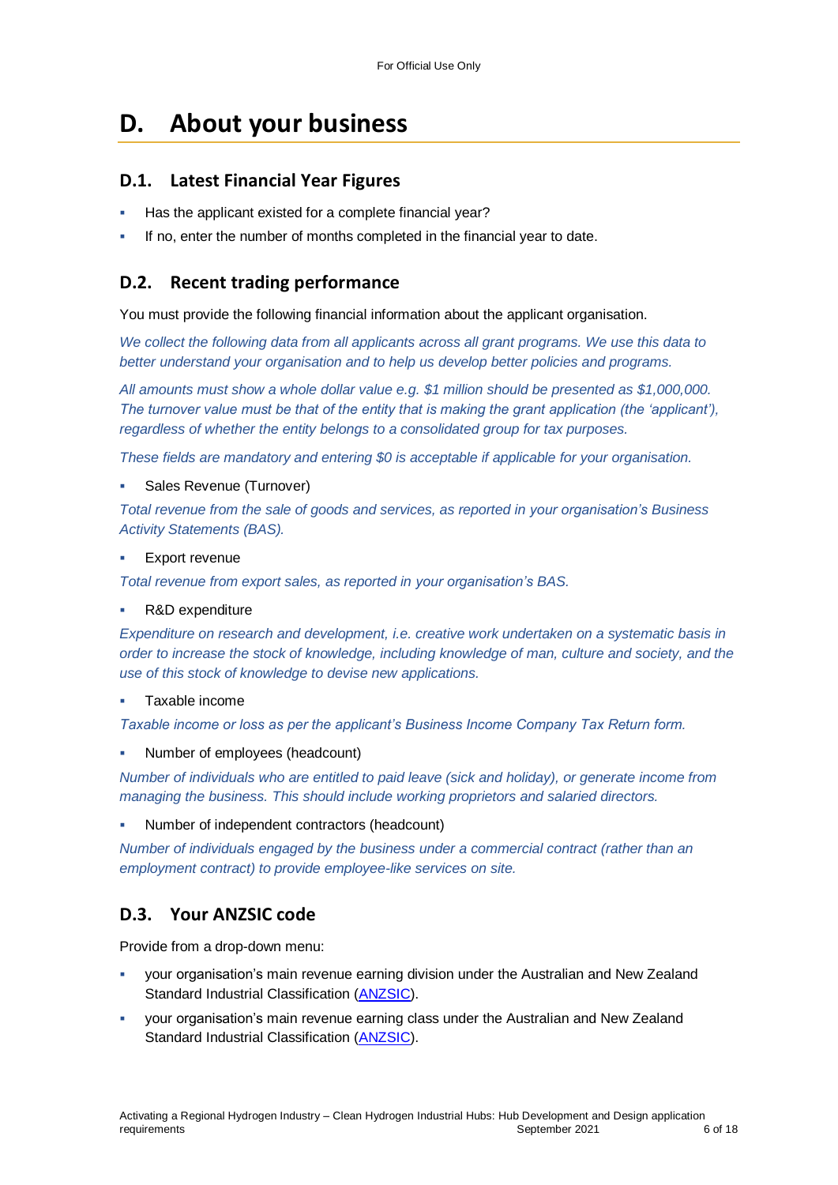# D. About your business

## D.1. Latest Financial Year Figures

- Has the applicant existed for a complete financial year?
- If no, enter the number of months completed in the financial year to date.

## D.2. Recent trading performance

You must provide the following financial information about the applicant organisation.

*We collect the following data from all applicants across all grant programs. We use this data to better understand your organisation and to help us develop better policies and programs.*

*All amounts must show a whole dollar value e.g. $1 million should be presented as $1,000,000. The turnover value must be that of the entity that is making the grant application (the 'applicant'), regardless of whether the entity belongs to a consolidated group for tax purposes.*

*These fields are mandatory and entering $0 is acceptable if applicable for your organisation.*

- Sales Revenue (Turnover)

*Total revenue from the sale of goods and services, as reported in your organisation's Business Activity Statements (BAS).*

- Export revenue

*Total revenue from export sales, as reported in your organisation's BAS.*

- R&D expenditure

*Expenditure on research and development, i.e. creative work undertaken on a systematic basis in order to increase the stock of knowledge, including knowledge of man, culture and society, and the use of this stock of knowledge to devise new applications.*

- Taxable income

*Taxable income or loss as per the applicant's Business Income Company Tax Return form.*

- Number of employees (headcount)

*Number of individuals who are entitled to paid leave (sick and holiday), or generate income from managing the business. This should include working proprietors and salaried directors.*

- Number of independent contractors (headcount)

*Number of individuals engaged by the business under a commercial contract (rather than an employment contract) to provide employee-like services on site.*

## D.3. Your ANZSIC code

Provide from a drop-down menu:

- your organisation's main revenue earning division under the Australian and New Zealand Standard Industrial Classification (ANZSIC).
- your organisation's main revenue earning class under the Australian and New Zealand Standard Industrial Classification (ANZSIC).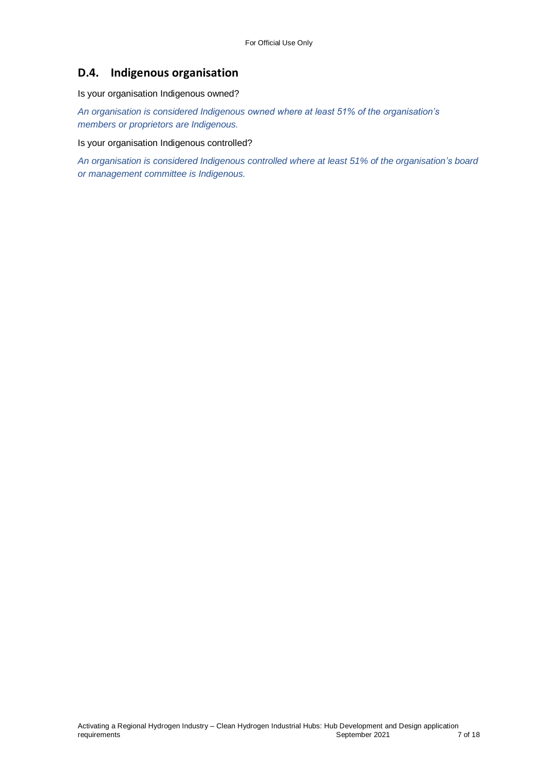## D.4. Indigenous organisation

Is your organisation Indigenous owned?

*An organisation is considered Indigenous owned where at least 51% of the organisation's members or proprietors are Indigenous.*

Is your organisation Indigenous controlled?

*An organisation is considered Indigenous controlled where at least 51% of the organisation's board or management committee is Indigenous.*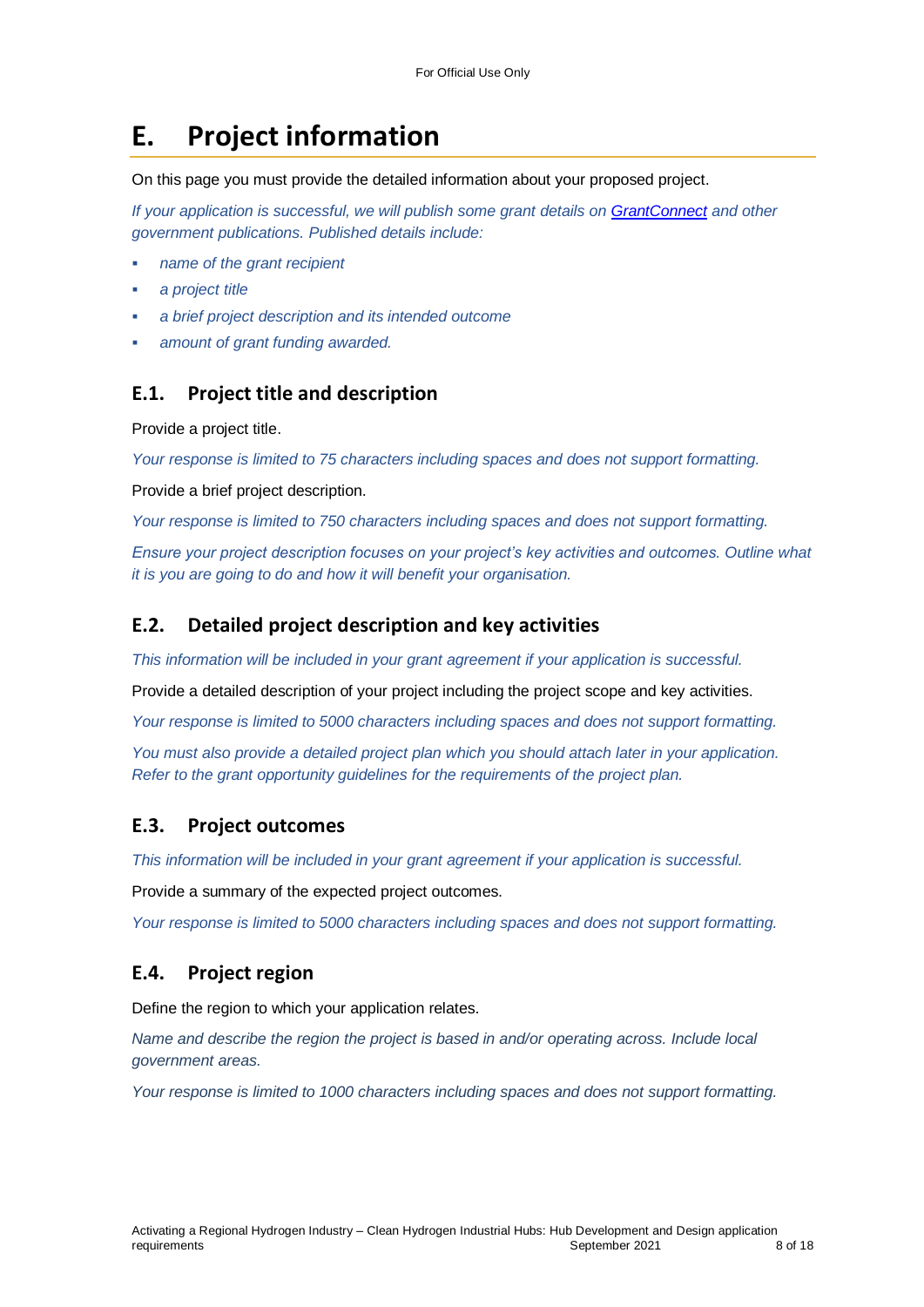# E. Project information

On this page you must provide the detailed information about your proposed project.

*If your application is successful, we will publish some grant details on [GrantConnect](GrantConnect) and other government publications. Published details include:*

- *name of the grant recipient*
- *a project title*
- *a brief project description and its intended outcome*
- *amount of grant funding awarded.*

## E.1. Project title and description

Provide a project title.

*Your response is limited to 75 characters including spaces and does not support formatting.*

Provide a brief project description.

*Your response is limited to 750 characters including spaces and does not support formatting.*

*Ensure your project description focuses on your project's key activities and outcomes. Outline what it is you are going to do and how it will benefit your organisation.*

## E.2. Detailed project description and key activities

*This information will be included in your grant agreement if your application is successful.*

Provide a detailed description of your project including the project scope and key activities.

*Your response is limited to 5000 characters including spaces and does not support formatting.*

*You must also provide a detailed project plan which you should attach later in your application. Refer to the grant opportunity guidelines for the requirements of the project plan.*

## E.3. Project outcomes

*This information will be included in your grant agreement if your application is successful.*

Provide a summary of the expected project outcomes.

*Your response is limited to 5000 characters including spaces and does not support formatting.*

## E.4. Project region

Define the region to which your application relates.

*Name and describe the region the project is based in and/or operating across. Include local government areas.*

*Your response is limited to 1000 characters including spaces and does not support formatting.*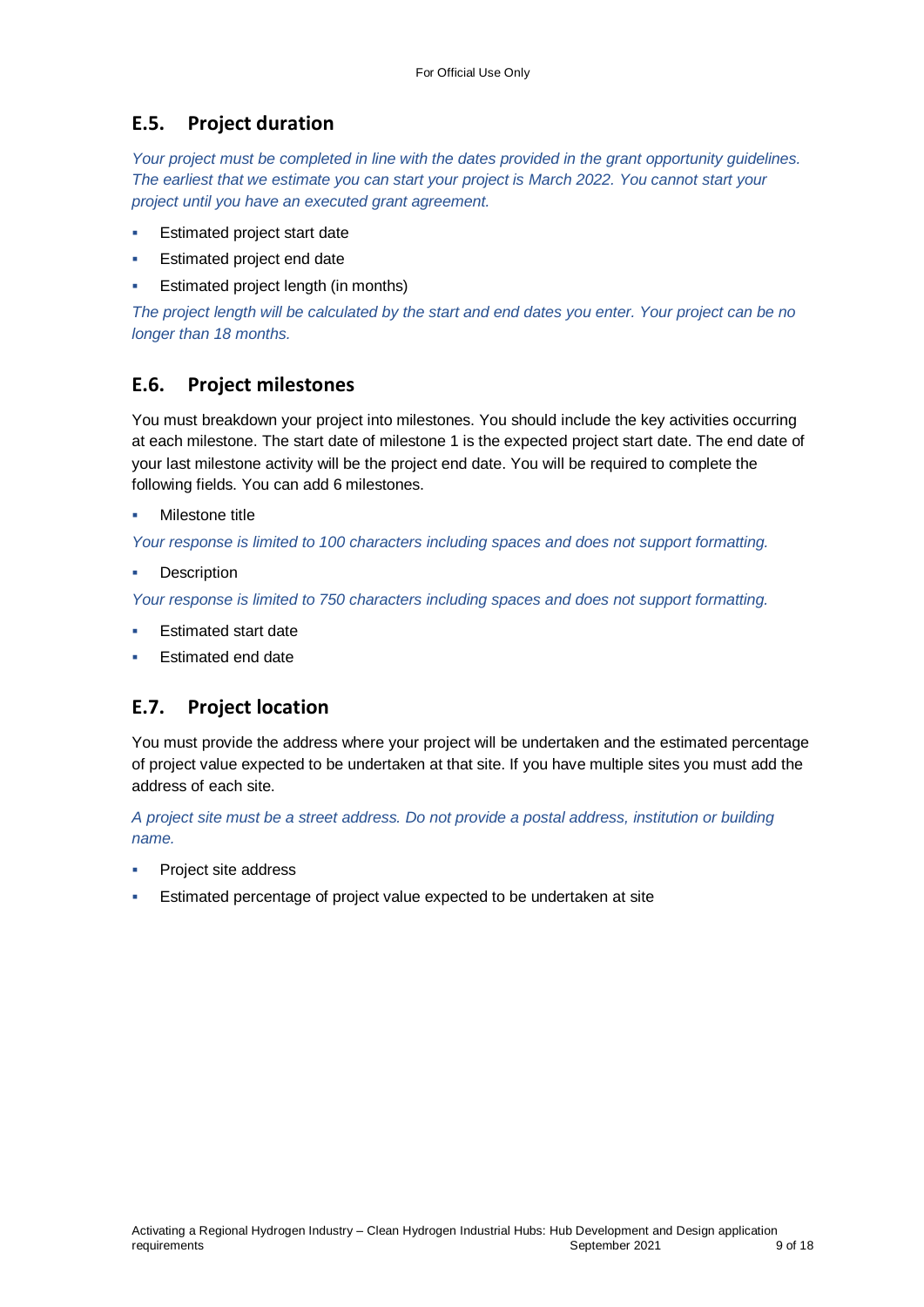## E.5. Project duration

*Your project must be completed in line with the dates provided in the grant opportunity guidelines. The earliest that we estimate you can start your project is March 2022. You cannot start your project until you have an executed grant agreement.*

- Estimated project start date
- Estimated project end date
- Estimated project length (in months)

*The project length will be calculated by the start and end dates you enter. Your project can be no longer than 18 months.*

## E.6. Project milestones

You must breakdown your project into milestones. You should include the key activities occurring at each milestone. The start date of milestone 1 is the expected project start date. The end date of your last milestone activity will be the project end date. You will be required to complete the following fields. You can add 6 milestones.

- Milestone title

*Your response is limited to 100 characters including spaces and does not support formatting.*

- Description

*Your response is limited to 750 characters including spaces and does not support formatting.*

- Estimated start date
- Estimated end date

## E.7. Project location

You must provide the address where your project will be undertaken and the estimated percentage of project value expected to be undertaken at that site. If you have multiple sites you must add the address of each site.

*A project site must be a street address. Do not provide a postal address, institution or building name.*

- Project site address
- Estimated percentage of project value expected to be undertaken at site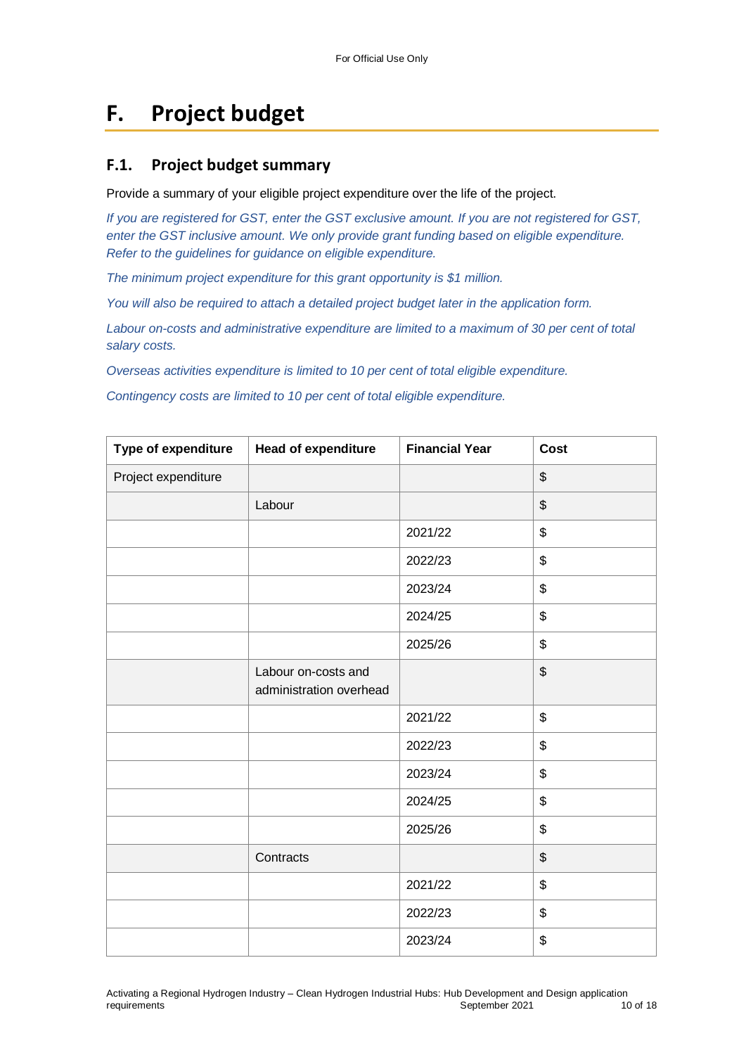# F. Project budget

## F.1. Project budget summary

Provide a summary of your eligible project expenditure over the life of the project.

*If you are registered for GST, enter the GST exclusive amount. If you are not registered for GST, enter the GST inclusive amount. We only provide grant funding based on eligible expenditure. Refer to the guidelines for guidance on eligible expenditure.*

*The minimum project expenditure for this grant opportunity is $1 million.*

*You will also be required to attach a detailed project budget later in the application form.*

*Labour on-costs and administrative expenditure are limited to a maximum of 30 per cent of total salary costs.*

*Overseas activities expenditure is limited to 10 per cent of total eligible expenditure.*

*Contingency costs are limited to 10 per cent of total eligible expenditure.*

| Type of expenditure | Head of expenditure | Financial Year | Cost |
|---|---|---|---|
| Project expenditure | | | $ |
| | Labour | | $ |
| | | 2021/22 | $ |
| | | 2022/23 | $ |
| | | 2023/24 | $ |
| | | 2024/25 | $ |
| | | 2025/26 | $ |
| | Labour on-costs and administration overhead | | $ |
| | | 2021/22 | $ |
| | | 2022/23 | $ |
| | | 2023/24 | $ |
| | | 2024/25 | $ |
| | | 2025/26 | $ |
| | Contracts | | $ |
| | | 2021/22 | $ |
| | | 2022/23 | $ |
| | | 2023/24 | $ |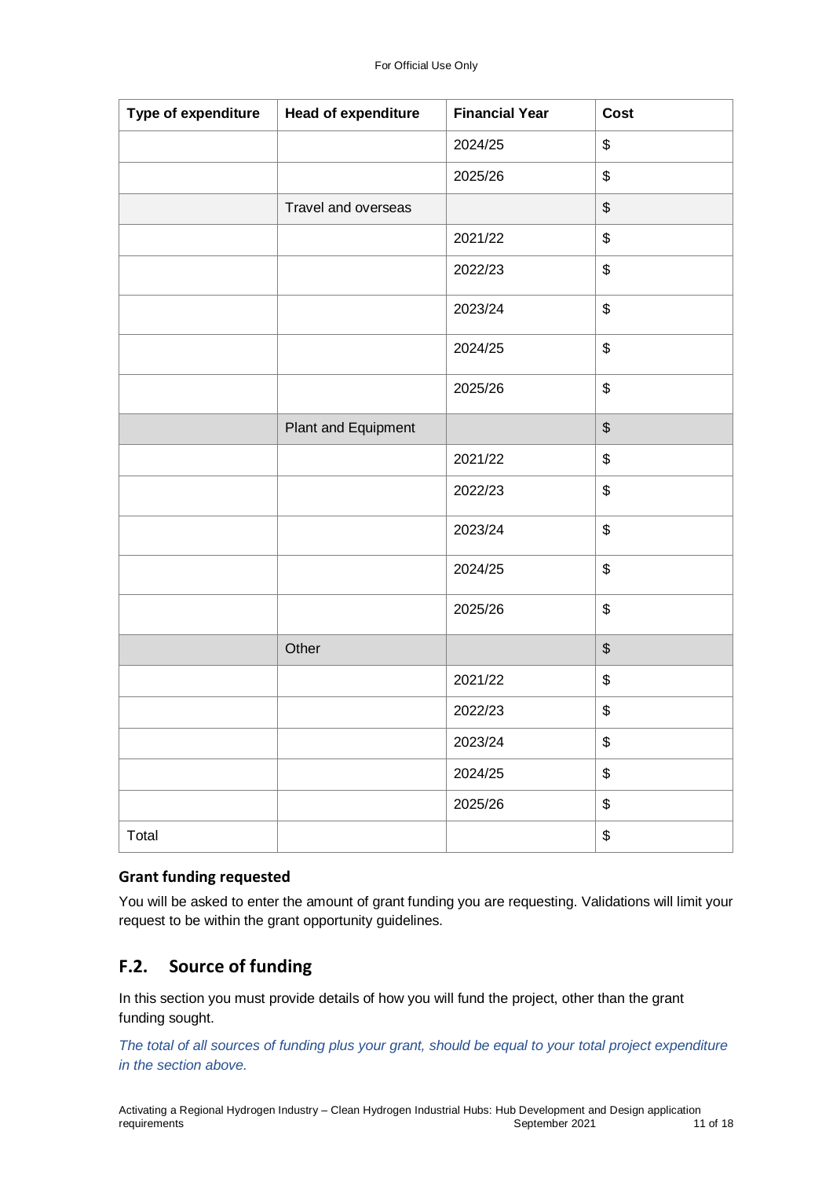| Type of expenditure | Head of expenditure | Financial Year | Cost |
|---|---|---|---|
| | | 2024/25 | $ |
| | | 2025/26 | $ |
| | Travel and overseas | | $ |
| | | 2021/22 | $ |
| | | 2022/23 | $ |
| | | 2023/24 | $ |
| | | 2024/25 | $ |
| | | 2025/26 | $ |
| | Plant and Equipment | | $ |
| | | 2021/22 | $ |
| | | 2022/23 | $ |
| | | 2023/24 | $ |
| | | 2024/25 | $ |
| | | 2025/26 | $ |
| | Other | | $ |
| | | 2021/22 | $ |
| | | 2022/23 | $ |
| | | 2023/24 | $ |
| | | 2024/25 | $ |
| | | 2025/26 | $ |
| Total | | | $ |

**Grant funding requested**

You will be asked to enter the amount of grant funding you are requesting. Validations will limit your request to be within the grant opportunity guidelines.

## F.2. Source of funding

In this section you must provide details of how you will fund the project, other than the grant funding sought.

*The total of all sources of funding plus your grant, should be equal to your total project expenditure in the section above.*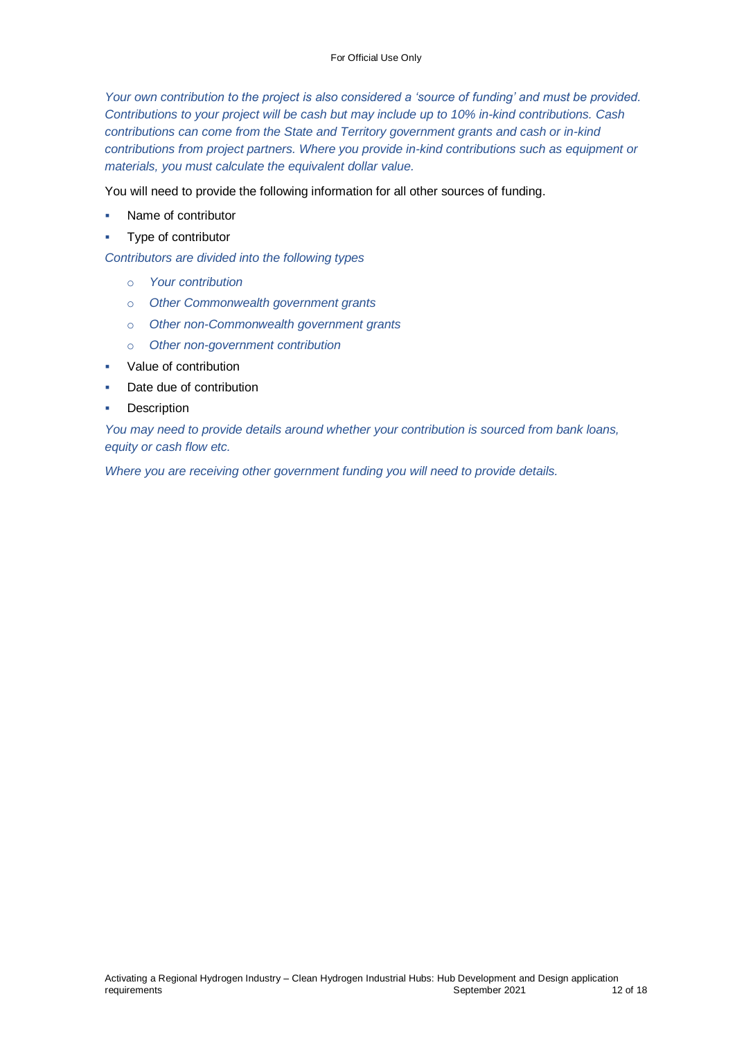*Your own contribution to the project is also considered a 'source of funding' and must be provided. Contributions to your project will be cash but may include up to 10% in-kind contributions. Cash contributions can come from the State and Territory government grants and cash or in-kind contributions from project partners. Where you provide in-kind contributions such as equipment or materials, you must calculate the equivalent dollar value.*

You will need to provide the following information for all other sources of funding.

- Name of contributor
- Type of contributor

*Contributors are divided into the following types*

  - *Your contribution*
  - *Other Commonwealth government grants*
  - *Other non-Commonwealth government grants*
  - *Other non-government contribution*

- Value of contribution
- Date due of contribution
- Description

*You may need to provide details around whether your contribution is sourced from bank loans, equity or cash flow etc.*

*Where you are receiving other government funding you will need to provide details.*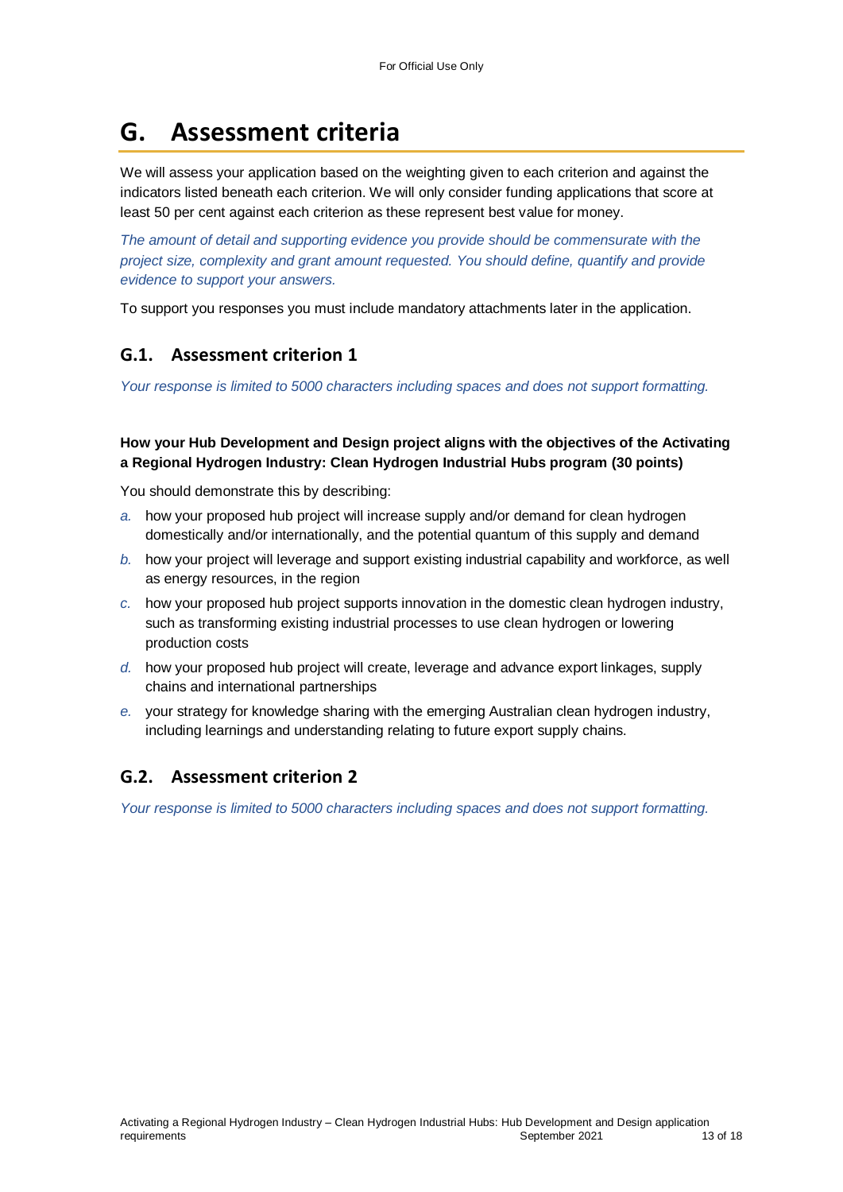# G. Assessment criteria

We will assess your application based on the weighting given to each criterion and against the indicators listed beneath each criterion. We will only consider funding applications that score at least 50 per cent against each criterion as these represent best value for money.

*The amount of detail and supporting evidence you provide should be commensurate with the project size, complexity and grant amount requested. You should define, quantify and provide evidence to support your answers.*

To support you responses you must include mandatory attachments later in the application.

## G.1. Assessment criterion 1

*Your response is limited to 5000 characters including spaces and does not support formatting.*

**How your Hub Development and Design project aligns with the objectives of the Activating a Regional Hydrogen Industry: Clean Hydrogen Industrial Hubs program (30 points)**

You should demonstrate this by describing:

- *a.* how your proposed hub project will increase supply and/or demand for clean hydrogen domestically and/or internationally, and the potential quantum of this supply and demand
- *b.* how your project will leverage and support existing industrial capability and workforce, as well as energy resources, in the region
- *c.* how your proposed hub project supports innovation in the domestic clean hydrogen industry, such as transforming existing industrial processes to use clean hydrogen or lowering production costs
- *d.* how your proposed hub project will create, leverage and advance export linkages, supply chains and international partnerships
- *e.* your strategy for knowledge sharing with the emerging Australian clean hydrogen industry, including learnings and understanding relating to future export supply chains.

## G.2. Assessment criterion 2

*Your response is limited to 5000 characters including spaces and does not support formatting.*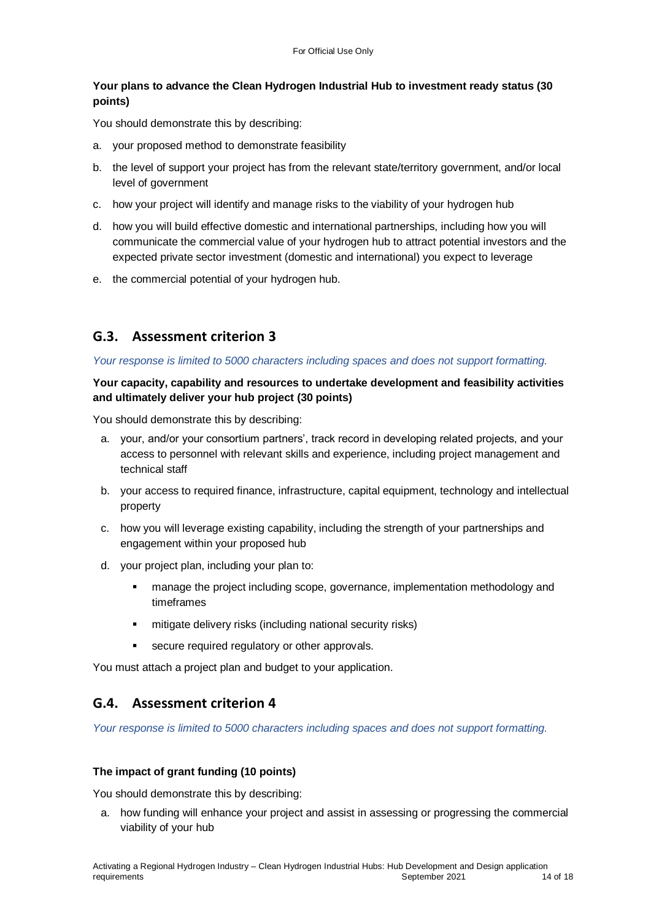**Your plans to advance the Clean Hydrogen Industrial Hub to investment ready status (30 points)**

You should demonstrate this by describing:

a. your proposed method to demonstrate feasibility
b. the level of support your project has from the relevant state/territory government, and/or local level of government
c. how your project will identify and manage risks to the viability of your hydrogen hub
d. how you will build effective domestic and international partnerships, including how you will communicate the commercial value of your hydrogen hub to attract potential investors and the expected private sector investment (domestic and international) you expect to leverage
e. the commercial potential of your hydrogen hub.

## G.3. Assessment criterion 3

*Your response is limited to 5000 characters including spaces and does not support formatting.*

**Your capacity, capability and resources to undertake development and feasibility activities and ultimately deliver your hub project (30 points)**

You should demonstrate this by describing:

a. your, and/or your consortium partners', track record in developing related projects, and your access to personnel with relevant skills and experience, including project management and technical staff
b. your access to required finance, infrastructure, capital equipment, technology and intellectual property
c. how you will leverage existing capability, including the strength of your partnerships and engagement within your proposed hub
d. your project plan, including your plan to:
   - manage the project including scope, governance, implementation methodology and timeframes
   - mitigate delivery risks (including national security risks)
   - secure required regulatory or other approvals.

You must attach a project plan and budget to your application.

## G.4. Assessment criterion 4

*Your response is limited to 5000 characters including spaces and does not support formatting.*

**The impact of grant funding (10 points)**

You should demonstrate this by describing:

a. how funding will enhance your project and assist in assessing or progressing the commercial viability of your hub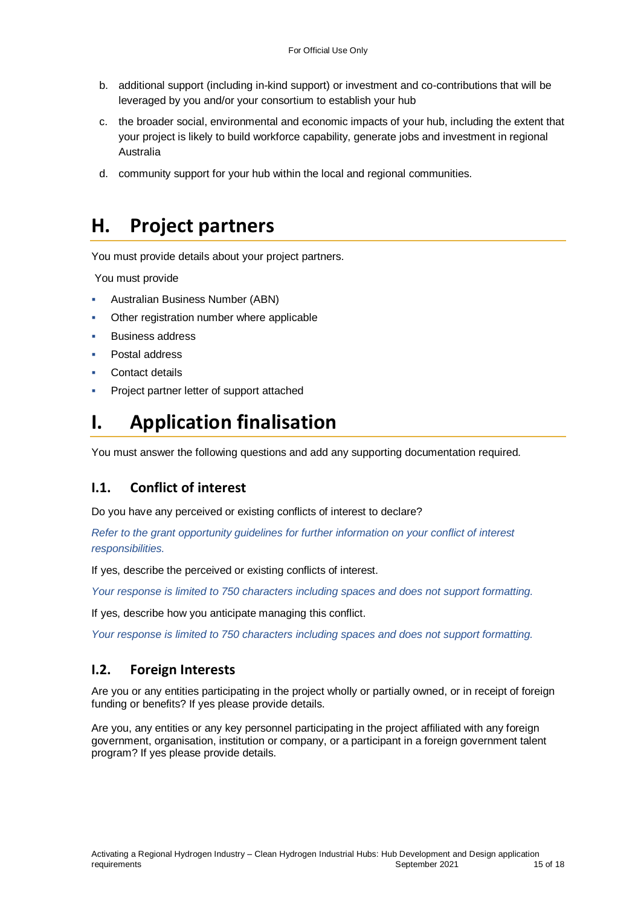b. additional support (including in-kind support) or investment and co-contributions that will be leveraged by you and/or your consortium to establish your hub
c. the broader social, environmental and economic impacts of your hub, including the extent that your project is likely to build workforce capability, generate jobs and investment in regional Australia
d. community support for your hub within the local and regional communities.

# H. Project partners

You must provide details about your project partners.

You must provide

- Australian Business Number (ABN)
- Other registration number where applicable
- Business address
- Postal address
- Contact details
- Project partner letter of support attached

# I. Application finalisation

You must answer the following questions and add any supporting documentation required.

## I.1. Conflict of interest

Do you have any perceived or existing conflicts of interest to declare?

*Refer to the grant opportunity guidelines for further information on your conflict of interest responsibilities.*

If yes, describe the perceived or existing conflicts of interest.

*Your response is limited to 750 characters including spaces and does not support formatting.*

If yes, describe how you anticipate managing this conflict.

*Your response is limited to 750 characters including spaces and does not support formatting.*

## I.2. Foreign Interests

Are you or any entities participating in the project wholly or partially owned, or in receipt of foreign funding or benefits? If yes please provide details.

Are you, any entities or any key personnel participating in the project affiliated with any foreign government, organisation, institution or company, or a participant in a foreign government talent program? If yes please provide details.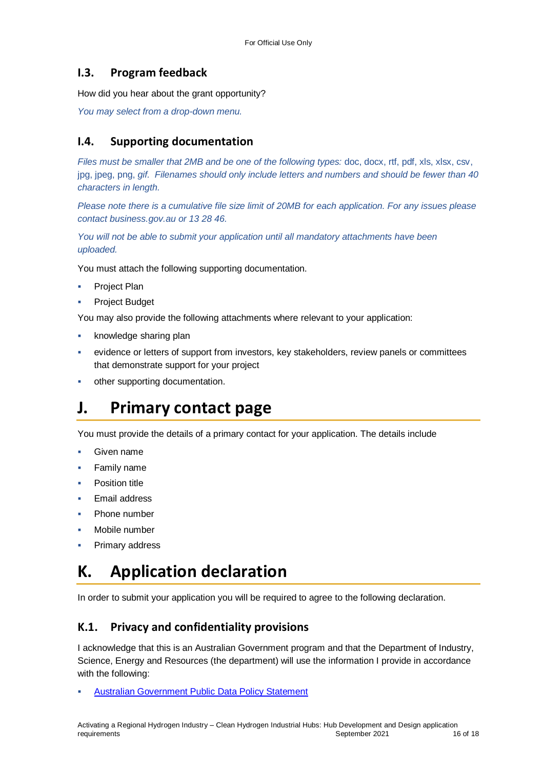### I.3. Program feedback

How did you hear about the grant opportunity?

*You may select from a drop-down menu.*

### I.4. Supporting documentation

*Files must be smaller that 2MB and be one of the following types:* doc, docx, rtf, pdf, xls, xlsx, csv, jpg, jpeg, png, *gif. Filenames should only include letters and numbers and should be fewer than 40 characters in length.*

*Please note there is a cumulative file size limit of 20MB for each application. For any issues please contact business.gov.au or 13 28 46.*

*You will not be able to submit your application until all mandatory attachments have been uploaded.*

You must attach the following supporting documentation.

- Project Plan
- Project Budget

You may also provide the following attachments where relevant to your application:

- knowledge sharing plan
- evidence or letters of support from investors, key stakeholders, review panels or committees that demonstrate support for your project
- other supporting documentation.

# J. Primary contact page

You must provide the details of a primary contact for your application. The details include

- Given name
- Family name
- Position title
- Email address
- Phone number
- Mobile number
- Primary address

# K. Application declaration

In order to submit your application you will be required to agree to the following declaration.

### K.1. Privacy and confidentiality provisions

I acknowledge that this is an Australian Government program and that the Department of Industry, Science, Energy and Resources (the department) will use the information I provide in accordance with the following:

- Australian Government Public Data Policy Statement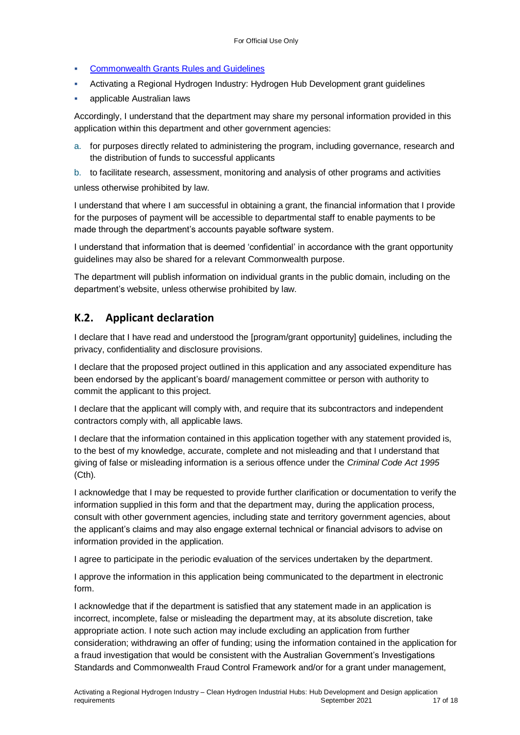- [Commonwealth Grants Rules and Guidelines](#)
- Activating a Regional Hydrogen Industry: Hydrogen Hub Development grant guidelines
- applicable Australian laws

Accordingly, I understand that the department may share my personal information provided in this application within this department and other government agencies:

a. for purposes directly related to administering the program, including governance, research and the distribution of funds to successful applicants

b. to facilitate research, assessment, monitoring and analysis of other programs and activities

unless otherwise prohibited by law.

I understand that where I am successful in obtaining a grant, the financial information that I provide for the purposes of payment will be accessible to departmental staff to enable payments to be made through the department's accounts payable software system.

I understand that information that is deemed 'confidential' in accordance with the grant opportunity guidelines may also be shared for a relevant Commonwealth purpose.

The department will publish information on individual grants in the public domain, including on the department's website, unless otherwise prohibited by law.

## K.2. Applicant declaration

I declare that I have read and understood the [program/grant opportunity] guidelines, including the privacy, confidentiality and disclosure provisions.

I declare that the proposed project outlined in this application and any associated expenditure has been endorsed by the applicant's board/ management committee or person with authority to commit the applicant to this project.

I declare that the applicant will comply with, and require that its subcontractors and independent contractors comply with, all applicable laws.

I declare that the information contained in this application together with any statement provided is, to the best of my knowledge, accurate, complete and not misleading and that I understand that giving of false or misleading information is a serious offence under the *Criminal Code Act 1995* (Cth).

I acknowledge that I may be requested to provide further clarification or documentation to verify the information supplied in this form and that the department may, during the application process, consult with other government agencies, including state and territory government agencies, about the applicant's claims and may also engage external technical or financial advisors to advise on information provided in the application.

I agree to participate in the periodic evaluation of the services undertaken by the department.

I approve the information in this application being communicated to the department in electronic form.

I acknowledge that if the department is satisfied that any statement made in an application is incorrect, incomplete, false or misleading the department may, at its absolute discretion, take appropriate action. I note such action may include excluding an application from further consideration; withdrawing an offer of funding; using the information contained in the application for a fraud investigation that would be consistent with the Australian Government's Investigations Standards and Commonwealth Fraud Control Framework and/or for a grant under management,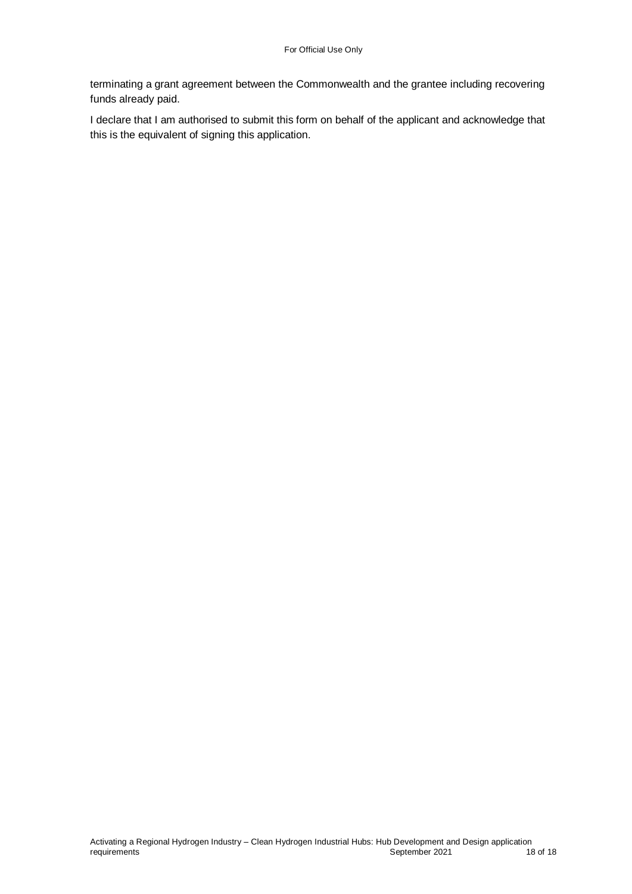terminating a grant agreement between the Commonwealth and the grantee including recovering funds already paid.

I declare that I am authorised to submit this form on behalf of the applicant and acknowledge that this is the equivalent of signing this application.